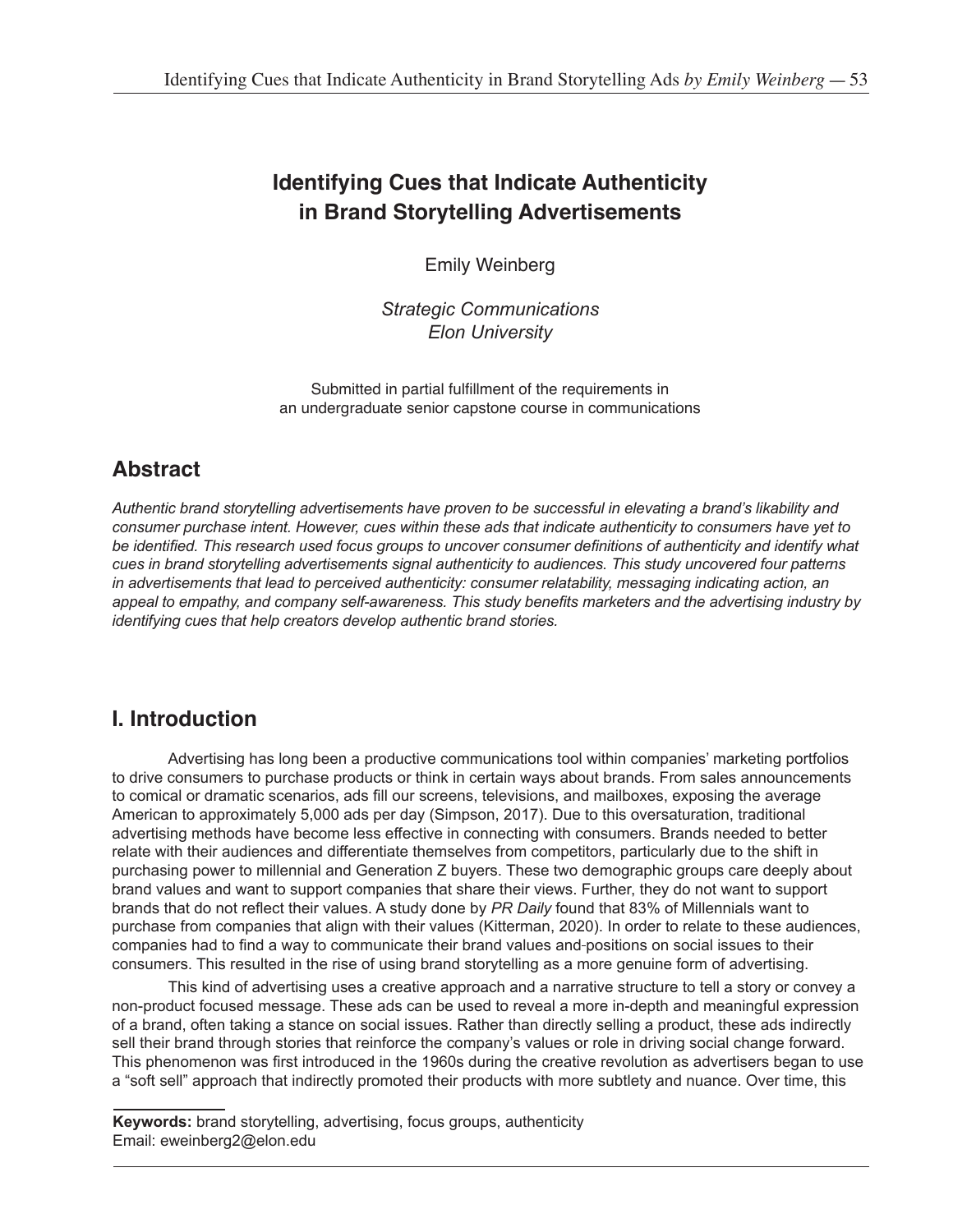# Identifying Cues that Indicate Authenticity in Brand Storytelling Advertisements

Emily Weinberg

*Strategic Communications*
*Elon University*

Submitted in partial fulfillment of the requirements in an undergraduate senior capstone course in communications

## Abstract

*Authentic brand storytelling advertisements have proven to be successful in elevating a brand's likability and consumer purchase intent. However, cues within these ads that indicate authenticity to consumers have yet to be identified. This research used focus groups to uncover consumer definitions of authenticity and identify what cues in brand storytelling advertisements signal authenticity to audiences. This study uncovered four patterns in advertisements that lead to perceived authenticity: consumer relatability, messaging indicating action, an appeal to empathy, and company self-awareness. This study benefits marketers and the advertising industry by identifying cues that help creators develop authentic brand stories.*

## I. Introduction

Advertising has long been a productive communications tool within companies' marketing portfolios to drive consumers to purchase products or think in certain ways about brands. From sales announcements to comical or dramatic scenarios, ads fill our screens, televisions, and mailboxes, exposing the average American to approximately 5,000 ads per day (Simpson, 2017). Due to this oversaturation, traditional advertising methods have become less effective in connecting with consumers. Brands needed to better relate with their audiences and differentiate themselves from competitors, particularly due to the shift in purchasing power to millennial and Generation Z buyers. These two demographic groups care deeply about brand values and want to support companies that share their views. Further, they do not want to support brands that do not reflect their values. A study done by *PR Daily* found that 83% of Millennials want to purchase from companies that align with their values (Kitterman, 2020). In order to relate to these audiences, companies had to find a way to communicate their brand values and positions on social issues to their consumers. This resulted in the rise of using brand storytelling as a more genuine form of advertising.

This kind of advertising uses a creative approach and a narrative structure to tell a story or convey a non-product focused message. These ads can be used to reveal a more in-depth and meaningful expression of a brand, often taking a stance on social issues. Rather than directly selling a product, these ads indirectly sell their brand through stories that reinforce the company's values or role in driving social change forward. This phenomenon was first introduced in the 1960s during the creative revolution as advertisers began to use a "soft sell" approach that indirectly promoted their products with more subtlety and nuance. Over time, this

**Keywords:** brand storytelling, advertising, focus groups, authenticity
Email: eweinberg2@elon.edu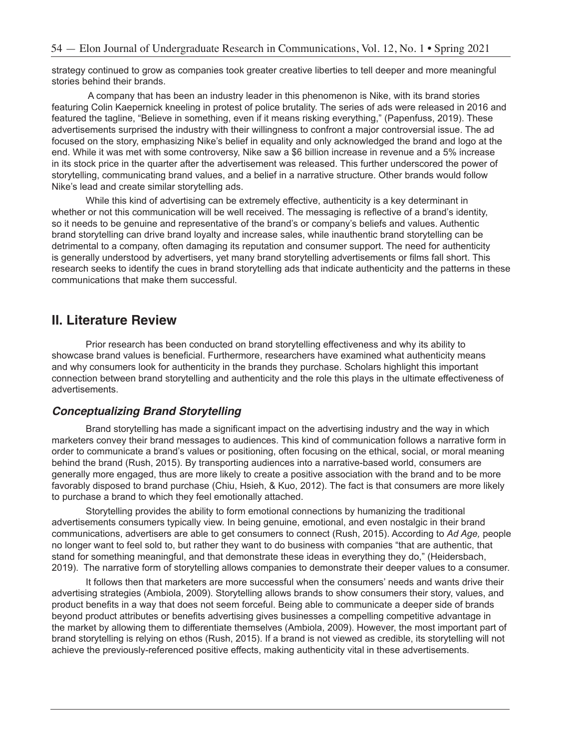strategy continued to grow as companies took greater creative liberties to tell deeper and more meaningful stories behind their brands.

A company that has been an industry leader in this phenomenon is Nike, with its brand stories featuring Colin Kaepernick kneeling in protest of police brutality. The series of ads were released in 2016 and featured the tagline, "Believe in something, even if it means risking everything," (Papenfuss, 2019). These advertisements surprised the industry with their willingness to confront a major controversial issue. The ad focused on the story, emphasizing Nike's belief in equality and only acknowledged the brand and logo at the end. While it was met with some controversy, Nike saw a $6 billion increase in revenue and a 5% increase in its stock price in the quarter after the advertisement was released. This further underscored the power of storytelling, communicating brand values, and a belief in a narrative structure. Other brands would follow Nike's lead and create similar storytelling ads.

While this kind of advertising can be extremely effective, authenticity is a key determinant in whether or not this communication will be well received. The messaging is reflective of a brand's identity, so it needs to be genuine and representative of the brand's or company's beliefs and values. Authentic brand storytelling can drive brand loyalty and increase sales, while inauthentic brand storytelling can be detrimental to a company, often damaging its reputation and consumer support. The need for authenticity is generally understood by advertisers, yet many brand storytelling advertisements or films fall short. This research seeks to identify the cues in brand storytelling ads that indicate authenticity and the patterns in these communications that make them successful.

## II. Literature Review

Prior research has been conducted on brand storytelling effectiveness and why its ability to showcase brand values is beneficial. Furthermore, researchers have examined what authenticity means and why consumers look for authenticity in the brands they purchase. Scholars highlight this important connection between brand storytelling and authenticity and the role this plays in the ultimate effectiveness of advertisements.

### *Conceptualizing Brand Storytelling*

Brand storytelling has made a significant impact on the advertising industry and the way in which marketers convey their brand messages to audiences. This kind of communication follows a narrative form in order to communicate a brand's values or positioning, often focusing on the ethical, social, or moral meaning behind the brand (Rush, 2015). By transporting audiences into a narrative-based world, consumers are generally more engaged, thus are more likely to create a positive association with the brand and to be more favorably disposed to brand purchase (Chiu, Hsieh, & Kuo, 2012). The fact is that consumers are more likely to purchase a brand to which they feel emotionally attached.

Storytelling provides the ability to form emotional connections by humanizing the traditional advertisements consumers typically view. In being genuine, emotional, and even nostalgic in their brand communications, advertisers are able to get consumers to connect (Rush, 2015). According to *Ad Age,* people no longer want to feel sold to, but rather they want to do business with companies "that are authentic, that stand for something meaningful, and that demonstrate these ideas in everything they do," (Heidersbach, 2019). The narrative form of storytelling allows companies to demonstrate their deeper values to a consumer.

It follows then that marketers are more successful when the consumers' needs and wants drive their advertising strategies (Ambiola, 2009). Storytelling allows brands to show consumers their story, values, and product benefits in a way that does not seem forceful. Being able to communicate a deeper side of brands beyond product attributes or benefits advertising gives businesses a compelling competitive advantage in the market by allowing them to differentiate themselves (Ambiola, 2009). However, the most important part of brand storytelling is relying on ethos (Rush, 2015). If a brand is not viewed as credible, its storytelling will not achieve the previously-referenced positive effects, making authenticity vital in these advertisements.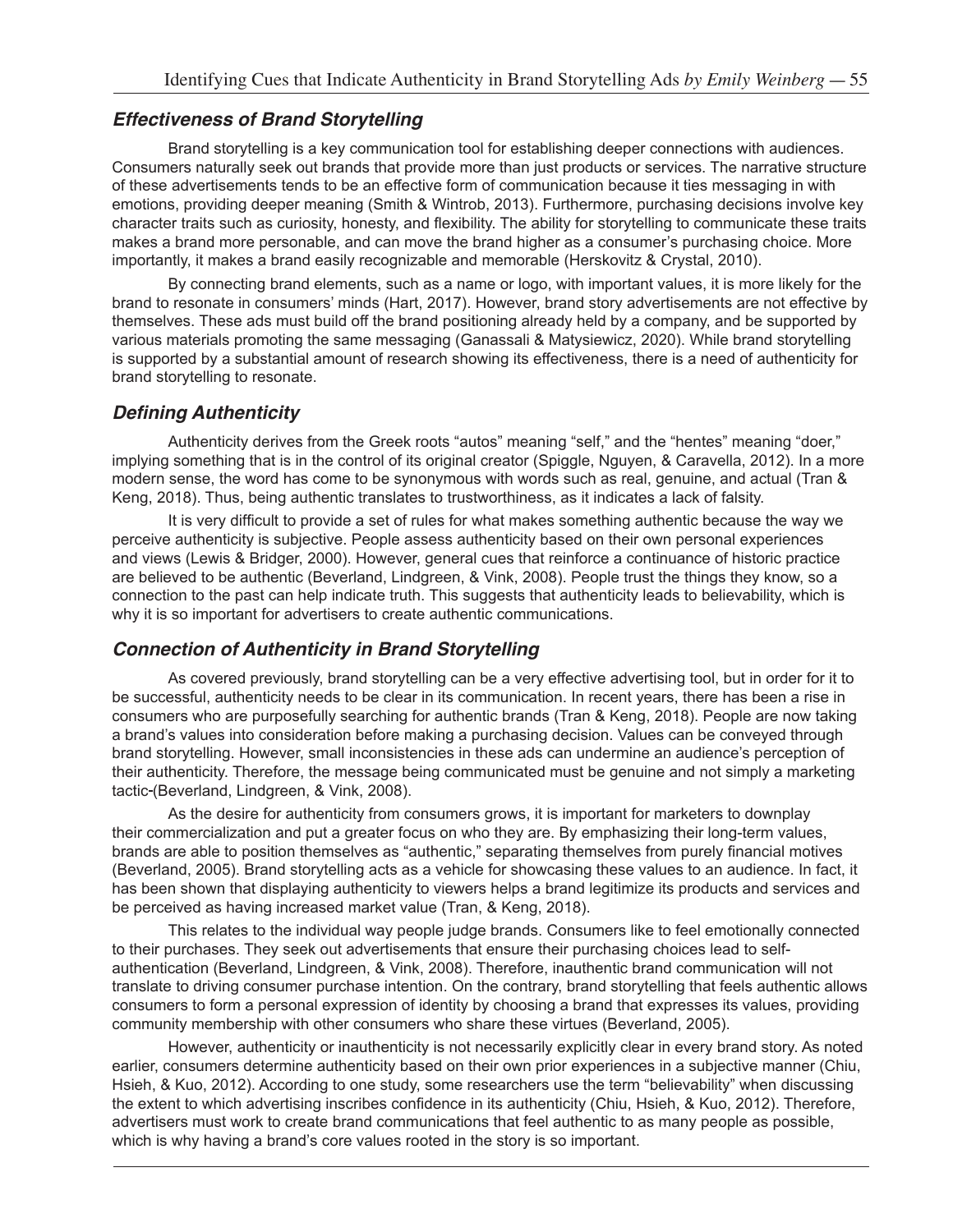### *Effectiveness of Brand Storytelling*

Brand storytelling is a key communication tool for establishing deeper connections with audiences. Consumers naturally seek out brands that provide more than just products or services. The narrative structure of these advertisements tends to be an effective form of communication because it ties messaging in with emotions, providing deeper meaning (Smith & Wintrob, 2013). Furthermore, purchasing decisions involve key character traits such as curiosity, honesty, and flexibility. The ability for storytelling to communicate these traits makes a brand more personable, and can move the brand higher as a consumer's purchasing choice. More importantly, it makes a brand easily recognizable and memorable (Herskovitz & Crystal, 2010).

By connecting brand elements, such as a name or logo, with important values, it is more likely for the brand to resonate in consumers' minds (Hart, 2017). However, brand story advertisements are not effective by themselves. These ads must build off the brand positioning already held by a company, and be supported by various materials promoting the same messaging (Ganassali & Matysiewicz, 2020). While brand storytelling is supported by a substantial amount of research showing its effectiveness, there is a need of authenticity for brand storytelling to resonate.

### *Defining Authenticity*

Authenticity derives from the Greek roots "autos" meaning "self," and the "hentes" meaning "doer," implying something that is in the control of its original creator (Spiggle, Nguyen, & Caravella, 2012). In a more modern sense, the word has come to be synonymous with words such as real, genuine, and actual (Tran & Keng, 2018). Thus, being authentic translates to trustworthiness, as it indicates a lack of falsity.

It is very difficult to provide a set of rules for what makes something authentic because the way we perceive authenticity is subjective. People assess authenticity based on their own personal experiences and views (Lewis & Bridger, 2000). However, general cues that reinforce a continuance of historic practice are believed to be authentic (Beverland, Lindgreen, & Vink, 2008). People trust the things they know, so a connection to the past can help indicate truth. This suggests that authenticity leads to believability, which is why it is so important for advertisers to create authentic communications.

### *Connection of Authenticity in Brand Storytelling*

As covered previously, brand storytelling can be a very effective advertising tool, but in order for it to be successful, authenticity needs to be clear in its communication. In recent years, there has been a rise in consumers who are purposefully searching for authentic brands (Tran & Keng, 2018). People are now taking a brand's values into consideration before making a purchasing decision. Values can be conveyed through brand storytelling. However, small inconsistencies in these ads can undermine an audience's perception of their authenticity. Therefore, the message being communicated must be genuine and not simply a marketing tactic (Beverland, Lindgreen, & Vink, 2008).

As the desire for authenticity from consumers grows, it is important for marketers to downplay their commercialization and put a greater focus on who they are. By emphasizing their long-term values, brands are able to position themselves as "authentic," separating themselves from purely financial motives (Beverland, 2005). Brand storytelling acts as a vehicle for showcasing these values to an audience. In fact, it has been shown that displaying authenticity to viewers helps a brand legitimize its products and services and be perceived as having increased market value (Tran, & Keng, 2018).

This relates to the individual way people judge brands. Consumers like to feel emotionally connected to their purchases. They seek out advertisements that ensure their purchasing choices lead to self-authentication (Beverland, Lindgreen, & Vink, 2008). Therefore, inauthentic brand communication will not translate to driving consumer purchase intention. On the contrary, brand storytelling that feels authentic allows consumers to form a personal expression of identity by choosing a brand that expresses its values, providing community membership with other consumers who share these virtues (Beverland, 2005).

However, authenticity or inauthenticity is not necessarily explicitly clear in every brand story. As noted earlier, consumers determine authenticity based on their own prior experiences in a subjective manner (Chiu, Hsieh, & Kuo, 2012). According to one study, some researchers use the term "believability" when discussing the extent to which advertising inscribes confidence in its authenticity (Chiu, Hsieh, & Kuo, 2012). Therefore, advertisers must work to create brand communications that feel authentic to as many people as possible, which is why having a brand's core values rooted in the story is so important.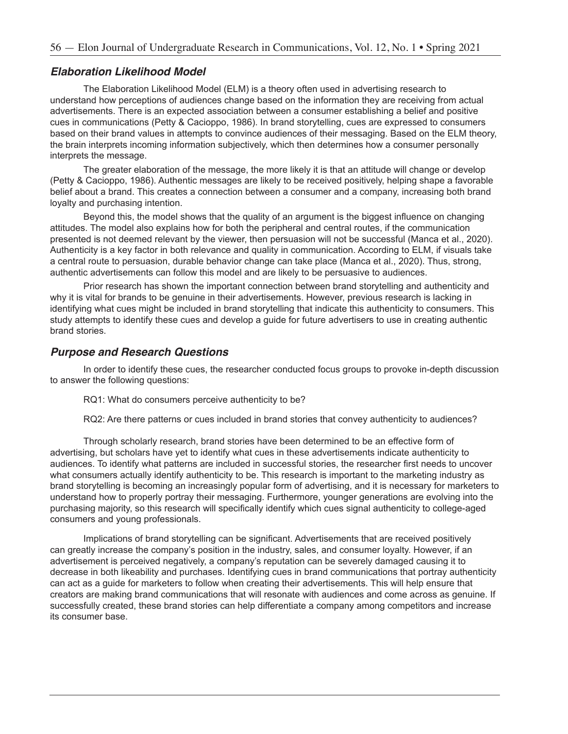### *Elaboration Likelihood Model*

The Elaboration Likelihood Model (ELM) is a theory often used in advertising research to understand how perceptions of audiences change based on the information they are receiving from actual advertisements. There is an expected association between a consumer establishing a belief and positive cues in communications (Petty & Cacioppo, 1986). In brand storytelling, cues are expressed to consumers based on their brand values in attempts to convince audiences of their messaging. Based on the ELM theory, the brain interprets incoming information subjectively, which then determines how a consumer personally interprets the message.

The greater elaboration of the message, the more likely it is that an attitude will change or develop (Petty & Cacioppo, 1986). Authentic messages are likely to be received positively, helping shape a favorable belief about a brand. This creates a connection between a consumer and a company, increasing both brand loyalty and purchasing intention.

Beyond this, the model shows that the quality of an argument is the biggest influence on changing attitudes. The model also explains how for both the peripheral and central routes, if the communication presented is not deemed relevant by the viewer, then persuasion will not be successful (Manca et al., 2020). Authenticity is a key factor in both relevance and quality in communication. According to ELM, if visuals take a central route to persuasion, durable behavior change can take place (Manca et al., 2020). Thus, strong, authentic advertisements can follow this model and are likely to be persuasive to audiences.

Prior research has shown the important connection between brand storytelling and authenticity and why it is vital for brands to be genuine in their advertisements. However, previous research is lacking in identifying what cues might be included in brand storytelling that indicate this authenticity to consumers. This study attempts to identify these cues and develop a guide for future advertisers to use in creating authentic brand stories.

### *Purpose and Research Questions*

In order to identify these cues, the researcher conducted focus groups to provoke in-depth discussion to answer the following questions:

RQ1: What do consumers perceive authenticity to be?

RQ2: Are there patterns or cues included in brand stories that convey authenticity to audiences?

Through scholarly research, brand stories have been determined to be an effective form of advertising, but scholars have yet to identify what cues in these advertisements indicate authenticity to audiences. To identify what patterns are included in successful stories, the researcher first needs to uncover what consumers actually identify authenticity to be. This research is important to the marketing industry as brand storytelling is becoming an increasingly popular form of advertising, and it is necessary for marketers to understand how to properly portray their messaging. Furthermore, younger generations are evolving into the purchasing majority, so this research will specifically identify which cues signal authenticity to college-aged consumers and young professionals.

Implications of brand storytelling can be significant. Advertisements that are received positively can greatly increase the company's position in the industry, sales, and consumer loyalty. However, if an advertisement is perceived negatively, a company's reputation can be severely damaged causing it to decrease in both likeability and purchases. Identifying cues in brand communications that portray authenticity can act as a guide for marketers to follow when creating their advertisements. This will help ensure that creators are making brand communications that will resonate with audiences and come across as genuine. If successfully created, these brand stories can help differentiate a company among competitors and increase its consumer base.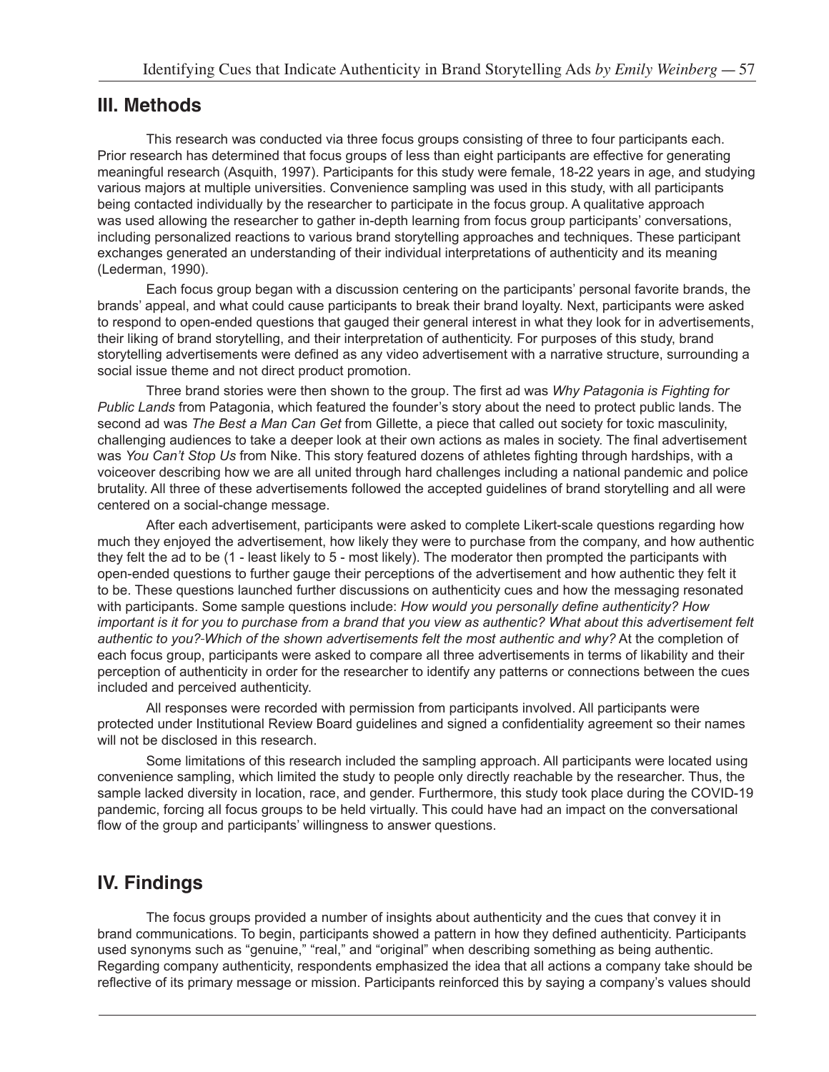## III. Methods

This research was conducted via three focus groups consisting of three to four participants each. Prior research has determined that focus groups of less than eight participants are effective for generating meaningful research (Asquith, 1997). Participants for this study were female, 18-22 years in age, and studying various majors at multiple universities. Convenience sampling was used in this study, with all participants being contacted individually by the researcher to participate in the focus group. A qualitative approach was used allowing the researcher to gather in-depth learning from focus group participants' conversations, including personalized reactions to various brand storytelling approaches and techniques. These participant exchanges generated an understanding of their individual interpretations of authenticity and its meaning (Lederman, 1990).

Each focus group began with a discussion centering on the participants' personal favorite brands, the brands' appeal, and what could cause participants to break their brand loyalty. Next, participants were asked to respond to open-ended questions that gauged their general interest in what they look for in advertisements, their liking of brand storytelling, and their interpretation of authenticity. For purposes of this study, brand storytelling advertisements were defined as any video advertisement with a narrative structure, surrounding a social issue theme and not direct product promotion.

Three brand stories were then shown to the group. The first ad was *Why Patagonia is Fighting for Public Lands* from Patagonia, which featured the founder's story about the need to protect public lands. The second ad was *The Best a Man Can Get* from Gillette, a piece that called out society for toxic masculinity, challenging audiences to take a deeper look at their own actions as males in society. The final advertisement was *You Can't Stop Us* from Nike. This story featured dozens of athletes fighting through hardships, with a voiceover describing how we are all united through hard challenges including a national pandemic and police brutality. All three of these advertisements followed the accepted guidelines of brand storytelling and all were centered on a social-change message.

After each advertisement, participants were asked to complete Likert-scale questions regarding how much they enjoyed the advertisement, how likely they were to purchase from the company, and how authentic they felt the ad to be (1 - least likely to 5 - most likely). The moderator then prompted the participants with open-ended questions to further gauge their perceptions of the advertisement and how authentic they felt it to be. These questions launched further discussions on authenticity cues and how the messaging resonated with participants. Some sample questions include: *How would you personally define authenticity? How important is it for you to purchase from a brand that you view as authentic? What about this advertisement felt authentic to you? Which of the shown advertisements felt the most authentic and why?* At the completion of each focus group, participants were asked to compare all three advertisements in terms of likability and their perception of authenticity in order for the researcher to identify any patterns or connections between the cues included and perceived authenticity.

All responses were recorded with permission from participants involved. All participants were protected under Institutional Review Board guidelines and signed a confidentiality agreement so their names will not be disclosed in this research.

Some limitations of this research included the sampling approach. All participants were located using convenience sampling, which limited the study to people only directly reachable by the researcher. Thus, the sample lacked diversity in location, race, and gender. Furthermore, this study took place during the COVID-19 pandemic, forcing all focus groups to be held virtually. This could have had an impact on the conversational flow of the group and participants' willingness to answer questions.

## IV. Findings

The focus groups provided a number of insights about authenticity and the cues that convey it in brand communications. To begin, participants showed a pattern in how they defined authenticity. Participants used synonyms such as "genuine," "real," and "original" when describing something as being authentic. Regarding company authenticity, respondents emphasized the idea that all actions a company take should be reflective of its primary message or mission. Participants reinforced this by saying a company's values should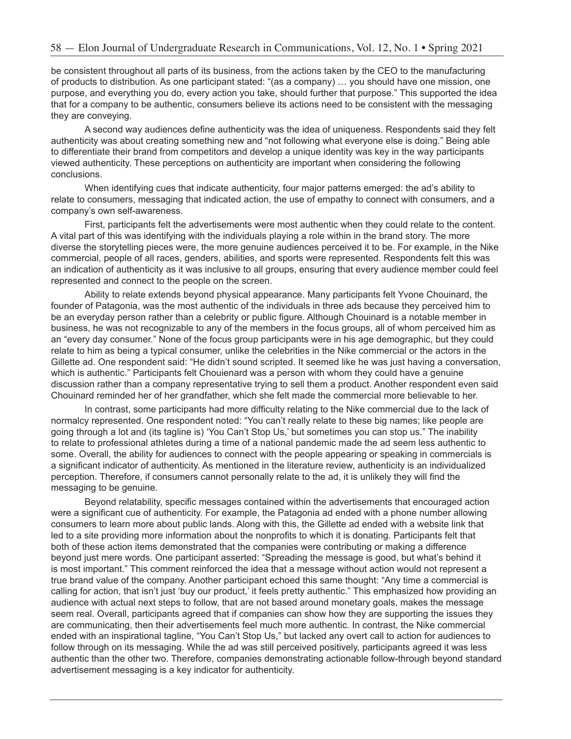be consistent throughout all parts of its business, from the actions taken by the CEO to the manufacturing of products to distribution. As one participant stated: "(as a company) … you should have one mission, one purpose, and everything you do, every action you take, should further that purpose." This supported the idea that for a company to be authentic, consumers believe its actions need to be consistent with the messaging they are conveying.

A second way audiences define authenticity was the idea of uniqueness. Respondents said they felt authenticity was about creating something new and "not following what everyone else is doing." Being able to differentiate their brand from competitors and develop a unique identity was key in the way participants viewed authenticity. These perceptions on authenticity are important when considering the following conclusions.

When identifying cues that indicate authenticity, four major patterns emerged: the ad's ability to relate to consumers, messaging that indicated action, the use of empathy to connect with consumers, and a company's own self-awareness.

First, participants felt the advertisements were most authentic when they could relate to the content. A vital part of this was identifying with the individuals playing a role within in the brand story. The more diverse the storytelling pieces were, the more genuine audiences perceived it to be. For example, in the Nike commercial, people of all races, genders, abilities, and sports were represented. Respondents felt this was an indication of authenticity as it was inclusive to all groups, ensuring that every audience member could feel represented and connect to the people on the screen.

Ability to relate extends beyond physical appearance. Many participants felt Yvone Chouinard, the founder of Patagonia, was the most authentic of the individuals in three ads because they perceived him to be an everyday person rather than a celebrity or public figure. Although Chouinard is a notable member in business, he was not recognizable to any of the members in the focus groups, all of whom perceived him as an "every day consumer." None of the focus group participants were in his age demographic, but they could relate to him as being a typical consumer, unlike the celebrities in the Nike commercial or the actors in the Gillette ad. One respondent said: "He didn't sound scripted. It seemed like he was just having a conversation, which is authentic." Participants felt Chouienard was a person with whom they could have a genuine discussion rather than a company representative trying to sell them a product. Another respondent even said Chouinard reminded her of her grandfather, which she felt made the commercial more believable to her.

In contrast, some participants had more difficulty relating to the Nike commercial due to the lack of normalcy represented. One respondent noted: "You can't really relate to these big names; like people are going through a lot and (its tagline is) 'You Can't Stop Us,' but sometimes you can stop us." The inability to relate to professional athletes during a time of a national pandemic made the ad seem less authentic to some. Overall, the ability for audiences to connect with the people appearing or speaking in commercials is a significant indicator of authenticity. As mentioned in the literature review, authenticity is an individualized perception. Therefore, if consumers cannot personally relate to the ad, it is unlikely they will find the messaging to be genuine.

Beyond relatability, specific messages contained within the advertisements that encouraged action were a significant cue of authenticity. For example, the Patagonia ad ended with a phone number allowing consumers to learn more about public lands. Along with this, the Gillette ad ended with a website link that led to a site providing more information about the nonprofits to which it is donating. Participants felt that both of these action items demonstrated that the companies were contributing or making a difference beyond just mere words. One participant asserted: "Spreading the message is good, but what's behind it is most important." This comment reinforced the idea that a message without action would not represent a true brand value of the company. Another participant echoed this same thought: "Any time a commercial is calling for action, that isn't just 'buy our product,' it feels pretty authentic." This emphasized how providing an audience with actual next steps to follow, that are not based around monetary goals, makes the message seem real. Overall, participants agreed that if companies can show how they are supporting the issues they are communicating, then their advertisements feel much more authentic. In contrast, the Nike commercial ended with an inspirational tagline, "You Can't Stop Us," but lacked any overt call to action for audiences to follow through on its messaging. While the ad was still perceived positively, participants agreed it was less authentic than the other two. Therefore, companies demonstrating actionable follow-through beyond standard advertisement messaging is a key indicator for authenticity.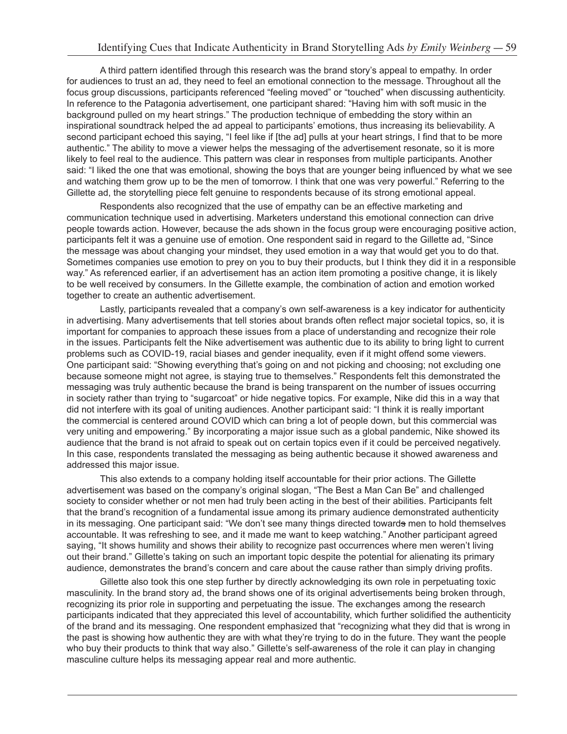A third pattern identified through this research was the brand story's appeal to empathy. In order for audiences to trust an ad, they need to feel an emotional connection to the message. Throughout all the focus group discussions, participants referenced "feeling moved" or "touched" when discussing authenticity. In reference to the Patagonia advertisement, one participant shared: "Having him with soft music in the background pulled on my heart strings." The production technique of embedding the story within an inspirational soundtrack helped the ad appeal to participants' emotions, thus increasing its believability. A second participant echoed this saying, "I feel like if [the ad] pulls at your heart strings, I find that to be more authentic." The ability to move a viewer helps the messaging of the advertisement resonate, so it is more likely to feel real to the audience. This pattern was clear in responses from multiple participants. Another said: "I liked the one that was emotional, showing the boys that are younger being influenced by what we see and watching them grow up to be the men of tomorrow. I think that one was very powerful." Referring to the Gillette ad, the storytelling piece felt genuine to respondents because of its strong emotional appeal.

Respondents also recognized that the use of empathy can be an effective marketing and communication technique used in advertising. Marketers understand this emotional connection can drive people towards action. However, because the ads shown in the focus group were encouraging positive action, participants felt it was a genuine use of emotion. One respondent said in regard to the Gillette ad, "Since the message was about changing your mindset, they used emotion in a way that would get you to do that. Sometimes companies use emotion to prey on you to buy their products, but I think they did it in a responsible way." As referenced earlier, if an advertisement has an action item promoting a positive change, it is likely to be well received by consumers. In the Gillette example, the combination of action and emotion worked together to create an authentic advertisement.

Lastly, participants revealed that a company's own self-awareness is a key indicator for authenticity in advertising. Many advertisements that tell stories about brands often reflect major societal topics, so, it is important for companies to approach these issues from a place of understanding and recognize their role in the issues. Participants felt the Nike advertisement was authentic due to its ability to bring light to current problems such as COVID-19, racial biases and gender inequality, even if it might offend some viewers. One participant said: "Showing everything that's going on and not picking and choosing; not excluding one because someone might not agree, is staying true to themselves." Respondents felt this demonstrated the messaging was truly authentic because the brand is being transparent on the number of issues occurring in society rather than trying to "sugarcoat" or hide negative topics. For example, Nike did this in a way that did not interfere with its goal of uniting audiences. Another participant said: "I think it is really important the commercial is centered around COVID which can bring a lot of people down, but this commercial was very uniting and empowering." By incorporating a major issue such as a global pandemic, Nike showed its audience that the brand is not afraid to speak out on certain topics even if it could be perceived negatively. In this case, respondents translated the messaging as being authentic because it showed awareness and addressed this major issue.

This also extends to a company holding itself accountable for their prior actions. The Gillette advertisement was based on the company's original slogan, "The Best a Man Can Be" and challenged society to consider whether or not men had truly been acting in the best of their abilities. Participants felt that the brand's recognition of a fundamental issue among its primary audience demonstrated authenticity in its messaging. One participant said: "We don't see many things directed towards men to hold themselves accountable. It was refreshing to see, and it made me want to keep watching." Another participant agreed saying, "It shows humility and shows their ability to recognize past occurrences where men weren't living out their brand." Gillette's taking on such an important topic despite the potential for alienating its primary audience, demonstrates the brand's concern and care about the cause rather than simply driving profits.

Gillette also took this one step further by directly acknowledging its own role in perpetuating toxic masculinity. In the brand story ad, the brand shows one of its original advertisements being broken through, recognizing its prior role in supporting and perpetuating the issue. The exchanges among the research participants indicated that they appreciated this level of accountability, which further solidified the authenticity of the brand and its messaging. One respondent emphasized that "recognizing what they did that is wrong in the past is showing how authentic they are with what they're trying to do in the future. They want the people who buy their products to think that way also." Gillette's self-awareness of the role it can play in changing masculine culture helps its messaging appear real and more authentic.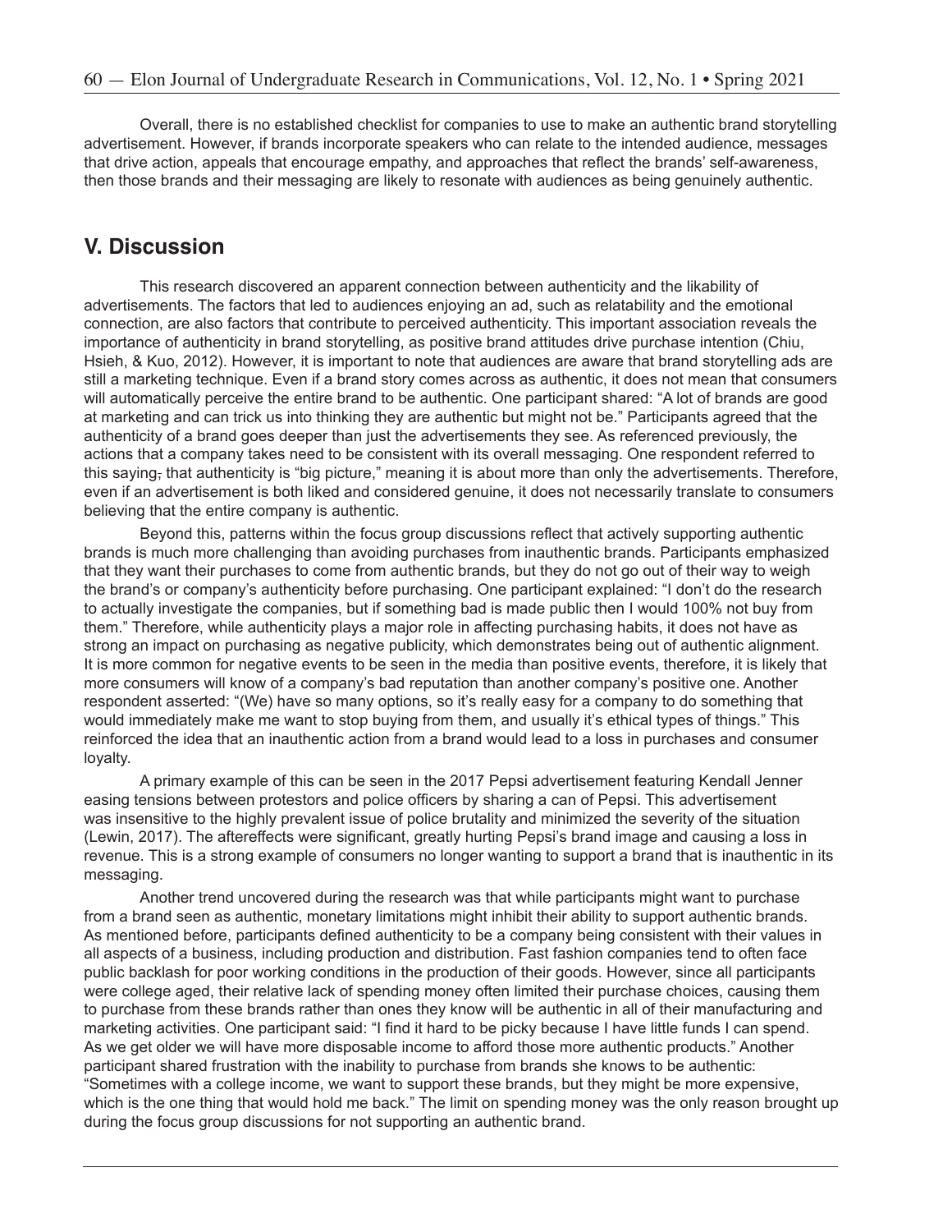Overall, there is no established checklist for companies to use to make an authentic brand storytelling advertisement. However, if brands incorporate speakers who can relate to the intended audience, messages that drive action, appeals that encourage empathy, and approaches that reflect the brands' self-awareness, then those brands and their messaging are likely to resonate with audiences as being genuinely authentic.

## V. Discussion

This research discovered an apparent connection between authenticity and the likability of advertisements. The factors that led to audiences enjoying an ad, such as relatability and the emotional connection, are also factors that contribute to perceived authenticity. This important association reveals the importance of authenticity in brand storytelling, as positive brand attitudes drive purchase intention (Chiu, Hsieh, & Kuo, 2012). However, it is important to note that audiences are aware that brand storytelling ads are still a marketing technique. Even if a brand story comes across as authentic, it does not mean that consumers will automatically perceive the entire brand to be authentic. One participant shared: "A lot of brands are good at marketing and can trick us into thinking they are authentic but might not be." Participants agreed that the authenticity of a brand goes deeper than just the advertisements they see. As referenced previously, the actions that a company takes need to be consistent with its overall messaging. One respondent referred to this saying, that authenticity is "big picture," meaning it is about more than only the advertisements. Therefore, even if an advertisement is both liked and considered genuine, it does not necessarily translate to consumers believing that the entire company is authentic.

Beyond this, patterns within the focus group discussions reflect that actively supporting authentic brands is much more challenging than avoiding purchases from inauthentic brands. Participants emphasized that they want their purchases to come from authentic brands, but they do not go out of their way to weigh the brand's or company's authenticity before purchasing. One participant explained: "I don't do the research to actually investigate the companies, but if something bad is made public then I would 100% not buy from them." Therefore, while authenticity plays a major role in affecting purchasing habits, it does not have as strong an impact on purchasing as negative publicity, which demonstrates being out of authentic alignment. It is more common for negative events to be seen in the media than positive events, therefore, it is likely that more consumers will know of a company's bad reputation than another company's positive one. Another respondent asserted: "(We) have so many options, so it's really easy for a company to do something that would immediately make me want to stop buying from them, and usually it's ethical types of things." This reinforced the idea that an inauthentic action from a brand would lead to a loss in purchases and consumer loyalty.

A primary example of this can be seen in the 2017 Pepsi advertisement featuring Kendall Jenner easing tensions between protestors and police officers by sharing a can of Pepsi. This advertisement was insensitive to the highly prevalent issue of police brutality and minimized the severity of the situation (Lewin, 2017). The aftereffects were significant, greatly hurting Pepsi's brand image and causing a loss in revenue. This is a strong example of consumers no longer wanting to support a brand that is inauthentic in its messaging.

Another trend uncovered during the research was that while participants might want to purchase from a brand seen as authentic, monetary limitations might inhibit their ability to support authentic brands. As mentioned before, participants defined authenticity to be a company being consistent with their values in all aspects of a business, including production and distribution. Fast fashion companies tend to often face public backlash for poor working conditions in the production of their goods. However, since all participants were college aged, their relative lack of spending money often limited their purchase choices, causing them to purchase from these brands rather than ones they know will be authentic in all of their manufacturing and marketing activities. One participant said: "I find it hard to be picky because I have little funds I can spend. As we get older we will have more disposable income to afford those more authentic products." Another participant shared frustration with the inability to purchase from brands she knows to be authentic: "Sometimes with a college income, we want to support these brands, but they might be more expensive, which is the one thing that would hold me back." The limit on spending money was the only reason brought up during the focus group discussions for not supporting an authentic brand.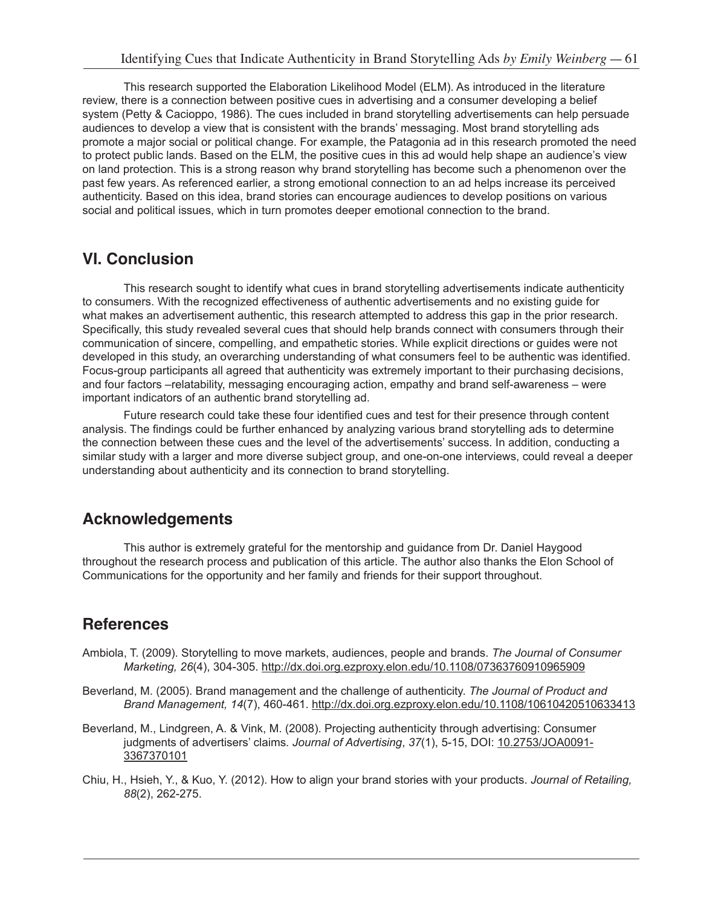This research supported the Elaboration Likelihood Model (ELM). As introduced in the literature review, there is a connection between positive cues in advertising and a consumer developing a belief system (Petty & Cacioppo, 1986). The cues included in brand storytelling advertisements can help persuade audiences to develop a view that is consistent with the brands' messaging. Most brand storytelling ads promote a major social or political change. For example, the Patagonia ad in this research promoted the need to protect public lands. Based on the ELM, the positive cues in this ad would help shape an audience's view on land protection. This is a strong reason why brand storytelling has become such a phenomenon over the past few years. As referenced earlier, a strong emotional connection to an ad helps increase its perceived authenticity. Based on this idea, brand stories can encourage audiences to develop positions on various social and political issues, which in turn promotes deeper emotional connection to the brand.

## VI. Conclusion

This research sought to identify what cues in brand storytelling advertisements indicate authenticity to consumers. With the recognized effectiveness of authentic advertisements and no existing guide for what makes an advertisement authentic, this research attempted to address this gap in the prior research. Specifically, this study revealed several cues that should help brands connect with consumers through their communication of sincere, compelling, and empathetic stories. While explicit directions or guides were not developed in this study, an overarching understanding of what consumers feel to be authentic was identified. Focus-group participants all agreed that authenticity was extremely important to their purchasing decisions, and four factors –relatability, messaging encouraging action, empathy and brand self-awareness – were important indicators of an authentic brand storytelling ad.

Future research could take these four identified cues and test for their presence through content analysis. The findings could be further enhanced by analyzing various brand storytelling ads to determine the connection between these cues and the level of the advertisements' success. In addition, conducting a similar study with a larger and more diverse subject group, and one-on-one interviews, could reveal a deeper understanding about authenticity and its connection to brand storytelling.

## Acknowledgements

This author is extremely grateful for the mentorship and guidance from Dr. Daniel Haygood throughout the research process and publication of this article. The author also thanks the Elon School of Communications for the opportunity and her family and friends for their support throughout.

## References

Ambiola, T. (2009). Storytelling to move markets, audiences, people and brands. *The Journal of Consumer Marketing, 26*(4), 304-305. http://dx.doi.org.ezproxy.elon.edu/10.1108/07363760910965909

Beverland, M. (2005). Brand management and the challenge of authenticity. *The Journal of Product and Brand Management, 14*(7), 460-461. http://dx.doi.org.ezproxy.elon.edu/10.1108/10610420510633413

Beverland, M., Lindgreen, A. & Vink, M. (2008). Projecting authenticity through advertising: Consumer judgments of advertisers' claims. *Journal of Advertising*, *37*(1), 5-15, DOI: 10.2753/JOA0091-3367370101

Chiu, H., Hsieh, Y., & Kuo, Y. (2012). How to align your brand stories with your products. *Journal of Retailing, 88*(2), 262-275.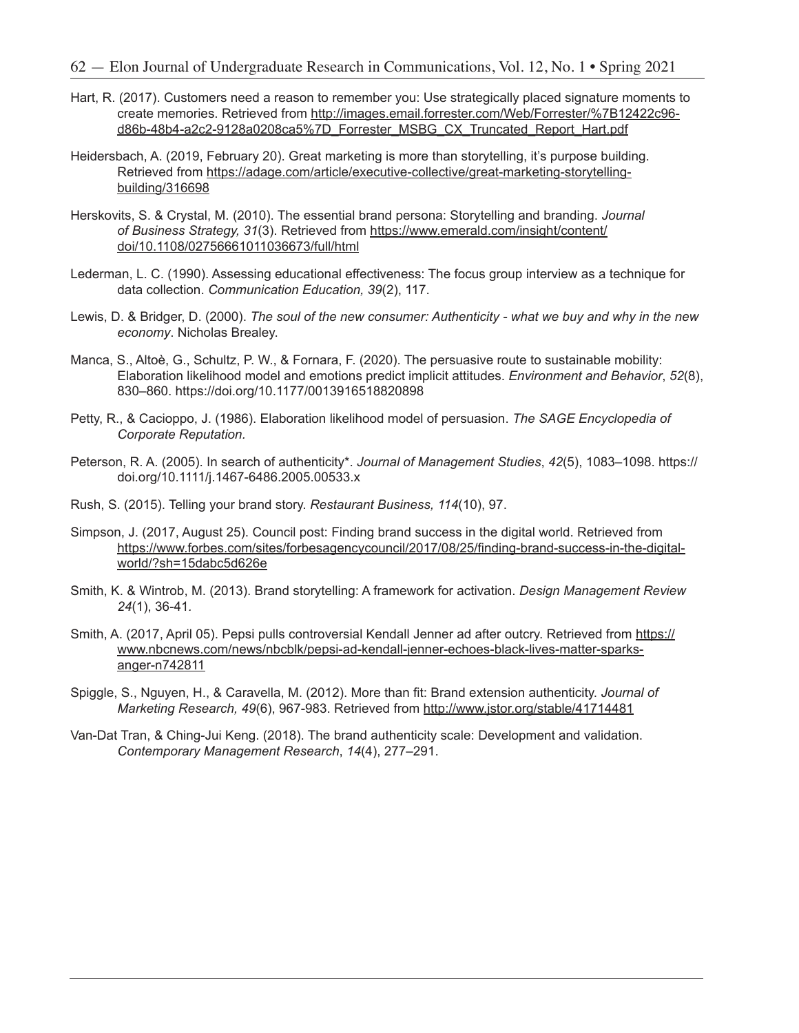Hart, R. (2017). Customers need a reason to remember you: Use strategically placed signature moments to create memories. Retrieved from http://images.email.forrester.com/Web/Forrester/%7B12422c96-d86b-48b4-a2c2-9128a0208ca5%7D_Forrester_MSBG_CX_Truncated_Report_Hart.pdf

Heidersbach, A. (2019, February 20). Great marketing is more than storytelling, it's purpose building. Retrieved from https://adage.com/article/executive-collective/great-marketing-storytelling-building/316698

Herskovits, S. & Crystal, M. (2010). The essential brand persona: Storytelling and branding. *Journal of Business Strategy, 31*(3). Retrieved from https://www.emerald.com/insight/content/doi/10.1108/02756661011036673/full/html

Lederman, L. C. (1990). Assessing educational effectiveness: The focus group interview as a technique for data collection. *Communication Education, 39*(2), 117.

Lewis, D. & Bridger, D. (2000). *The soul of the new consumer: Authenticity - what we buy and why in the new economy*. Nicholas Brealey.

Manca, S., Altoè, G., Schultz, P. W., & Fornara, F. (2020). The persuasive route to sustainable mobility: Elaboration likelihood model and emotions predict implicit attitudes. *Environment and Behavior*, *52*(8), 830–860. https://doi.org/10.1177/0013916518820898

Petty, R., & Cacioppo, J. (1986). Elaboration likelihood model of persuasion. *The SAGE Encyclopedia of Corporate Reputation*.

Peterson, R. A. (2005). In search of authenticity*. *Journal of Management Studies*, *42*(5), 1083–1098. https://doi.org/10.1111/j.1467-6486.2005.00533.x

Rush, S. (2015). Telling your brand story. *Restaurant Business, 114*(10), 97.

Simpson, J. (2017, August 25). Council post: Finding brand success in the digital world. Retrieved from https://www.forbes.com/sites/forbesagencycouncil/2017/08/25/finding-brand-success-in-the-digital-world/?sh=15dabc5d626e

Smith, K. & Wintrob, M. (2013). Brand storytelling: A framework for activation. *Design Management Review 24*(1), 36-41.

Smith, A. (2017, April 05). Pepsi pulls controversial Kendall Jenner ad after outcry. Retrieved from https://www.nbcnews.com/news/nbcblk/pepsi-ad-kendall-jenner-echoes-black-lives-matter-sparks-anger-n742811

Spiggle, S., Nguyen, H., & Caravella, M. (2012). More than fit: Brand extension authenticity. *Journal of Marketing Research, 49*(6), 967-983. Retrieved from http://www.jstor.org/stable/41714481

Van-Dat Tran, & Ching-Jui Keng. (2018). The brand authenticity scale: Development and validation. *Contemporary Management Research*, *14*(4), 277–291.